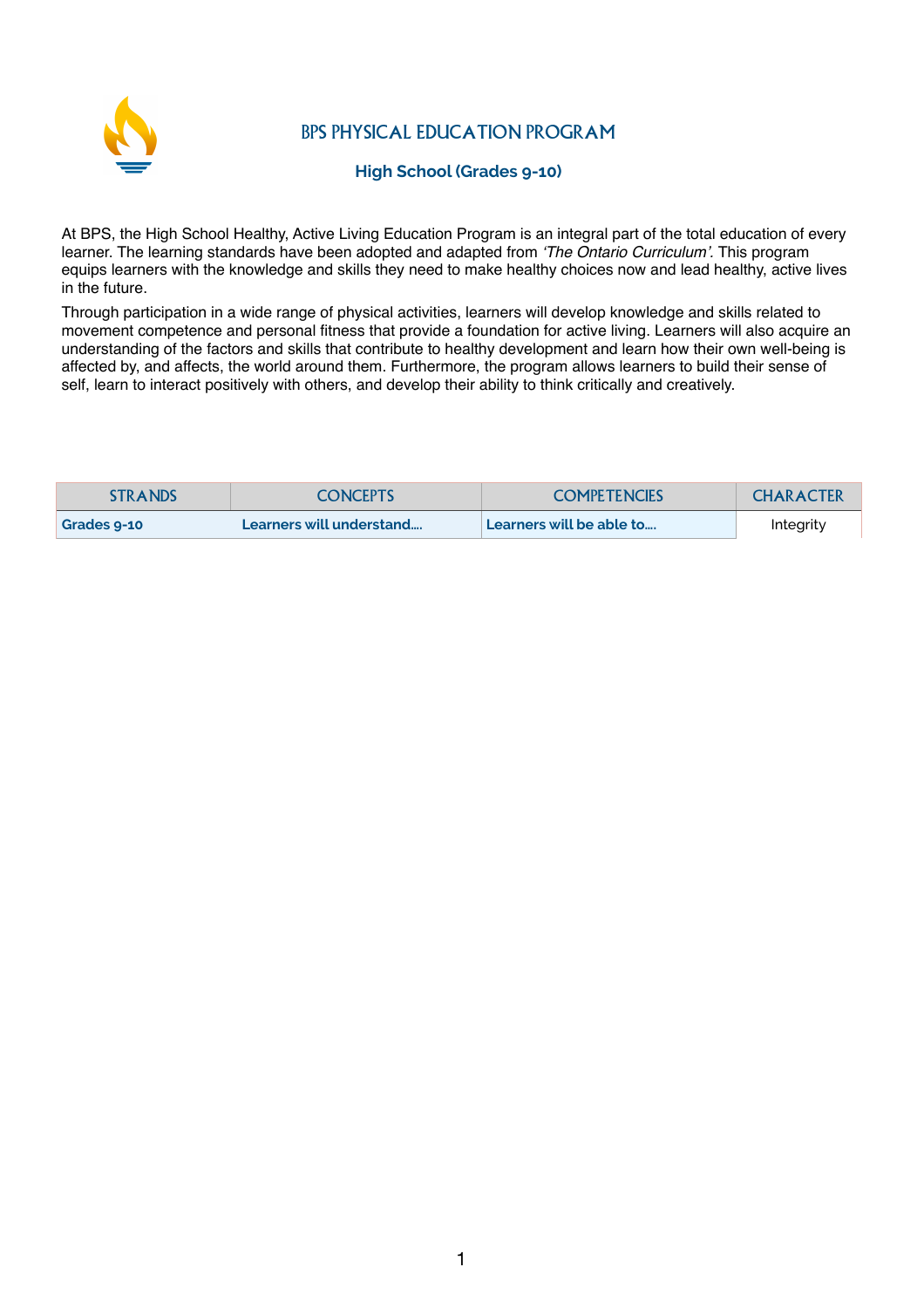# BPS PHYSICAL EDUCATION PROGRAM

## High School (Grades 9-10)

At BPS, the High School Healthy, Active Living Education Program is an integral part of the total education of every learner. The learning standards have been adopted and adapted from *'The Ontario Curriculum'*. This program equips learners with the knowledge and skills they need to make healthy choices now and lead healthy, active lives in the future.

Through participation in a wide range of physical activities, learners will develop knowledge and skills related to movement competence and personal fitness that provide a foundation for active living. Learners will also acquire an understanding of the factors and skills that contribute to healthy development and learn how their own well-being is affected by, and affects, the world around them. Furthermore, the program allows learners to build their sense of self, learn to interact positively with others, and develop their ability to think critically and creatively.

| STRANDS | CONCEPTS | COMPETENCIES | CHARACTER |
|---|---|---|---|
| **Grades 9-10** | **Learners will understand….** | **Learners will be able to….** | Integrity |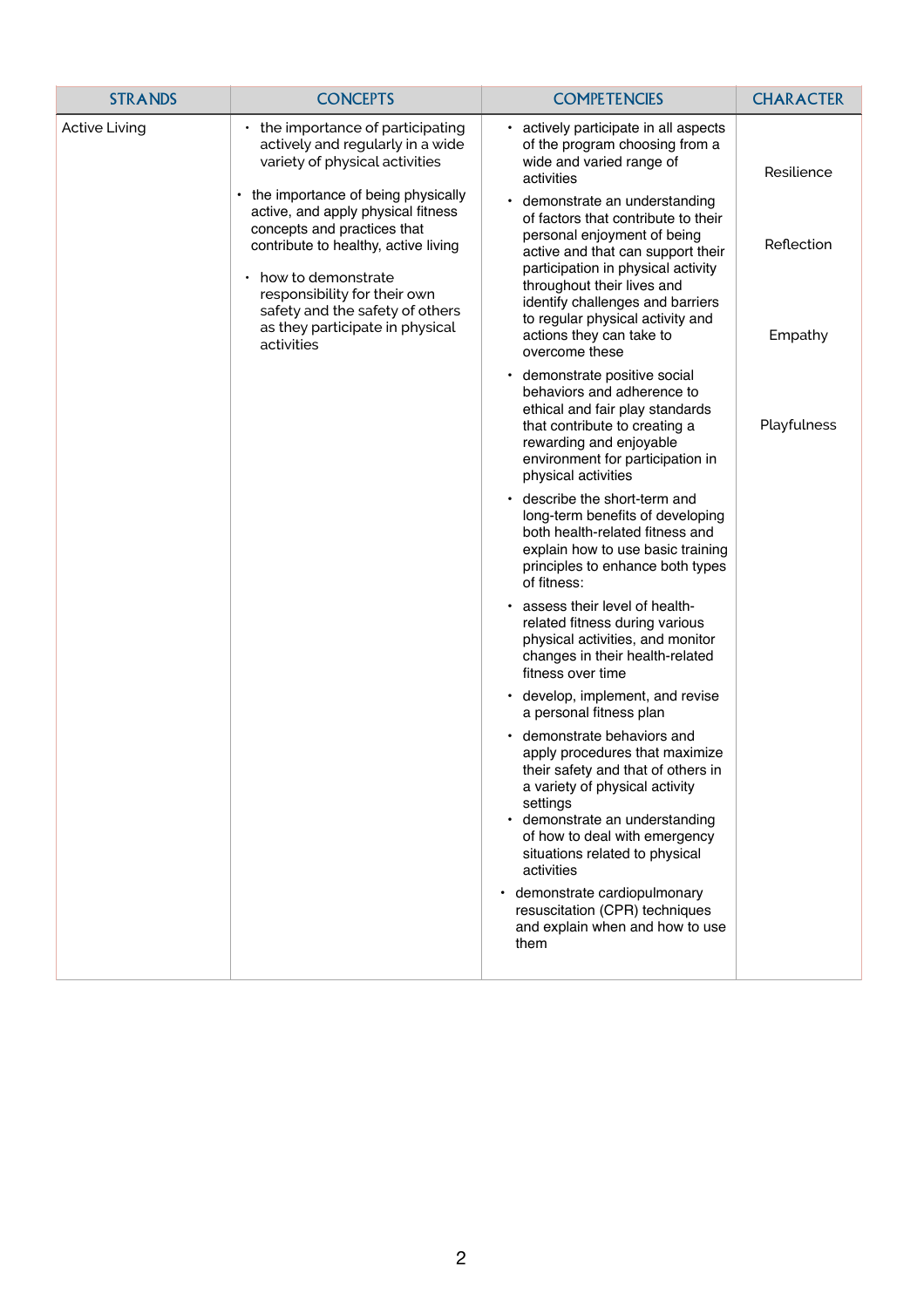| STRANDS | CONCEPTS | COMPETENCIES | CHARACTER |
|---|---|---|---|
| Active Living | • the importance of participating actively and regularly in a wide variety of physical activities<br>• the importance of being physically active, and apply physical fitness concepts and practices that contribute to healthy, active living<br>• how to demonstrate responsibility for their own safety and the safety of others as they participate in physical activities | • actively participate in all aspects of the program choosing from a wide and varied range of activities<br>• demonstrate an understanding of factors that contribute to their personal enjoyment of being active and that can support their participation in physical activity throughout their lives and identify challenges and barriers to regular physical activity and actions they can take to overcome these<br>• demonstrate positive social behaviors and adherence to ethical and fair play standards that contribute to creating a rewarding and enjoyable environment for participation in physical activities<br>• describe the short-term and long-term benefits of developing both health-related fitness and explain how to use basic training principles to enhance both types of fitness:<br>• assess their level of health-related fitness during various physical activities, and monitor changes in their health-related fitness over time<br>• develop, implement, and revise a personal fitness plan<br>• demonstrate behaviors and apply procedures that maximize their safety and that of others in a variety of physical activity settings<br>• demonstrate an understanding of how to deal with emergency situations related to physical activities<br>• demonstrate cardiopulmonary resuscitation (CPR) techniques and explain when and how to use them | Resilience<br><br>Reflection<br><br>Empathy<br><br>Playfulness |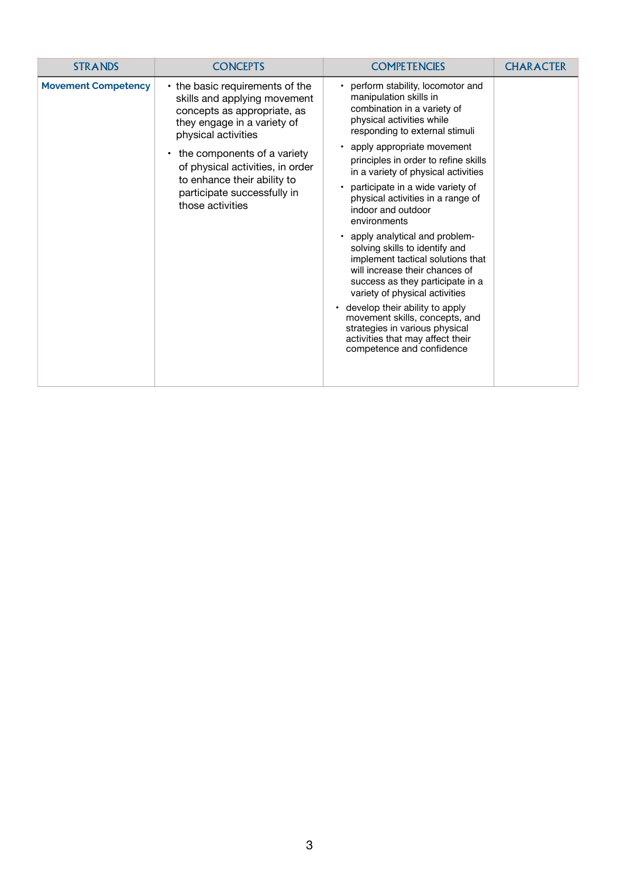| STRANDS | CONCEPTS | COMPETENCIES | CHARACTER |
|---|---|---|---|
| **Movement Competency** | • the basic requirements of the skills and applying movement concepts as appropriate, as they engage in a variety of physical activities<br>• the components of a variety of physical activities, in order to enhance their ability to participate successfully in those activities | • perform stability, locomotor and manipulation skills in combination in a variety of physical activities while responding to external stimuli<br>• apply appropriate movement principles in order to refine skills in a variety of physical activities<br>• participate in a wide variety of physical activities in a range of indoor and outdoor environments<br>• apply analytical and problem-solving skills to identify and implement tactical solutions that will increase their chances of success as they participate in a variety of physical activities<br>• develop their ability to apply movement skills, concepts, and strategies in various physical activities that may affect their competence and confidence | |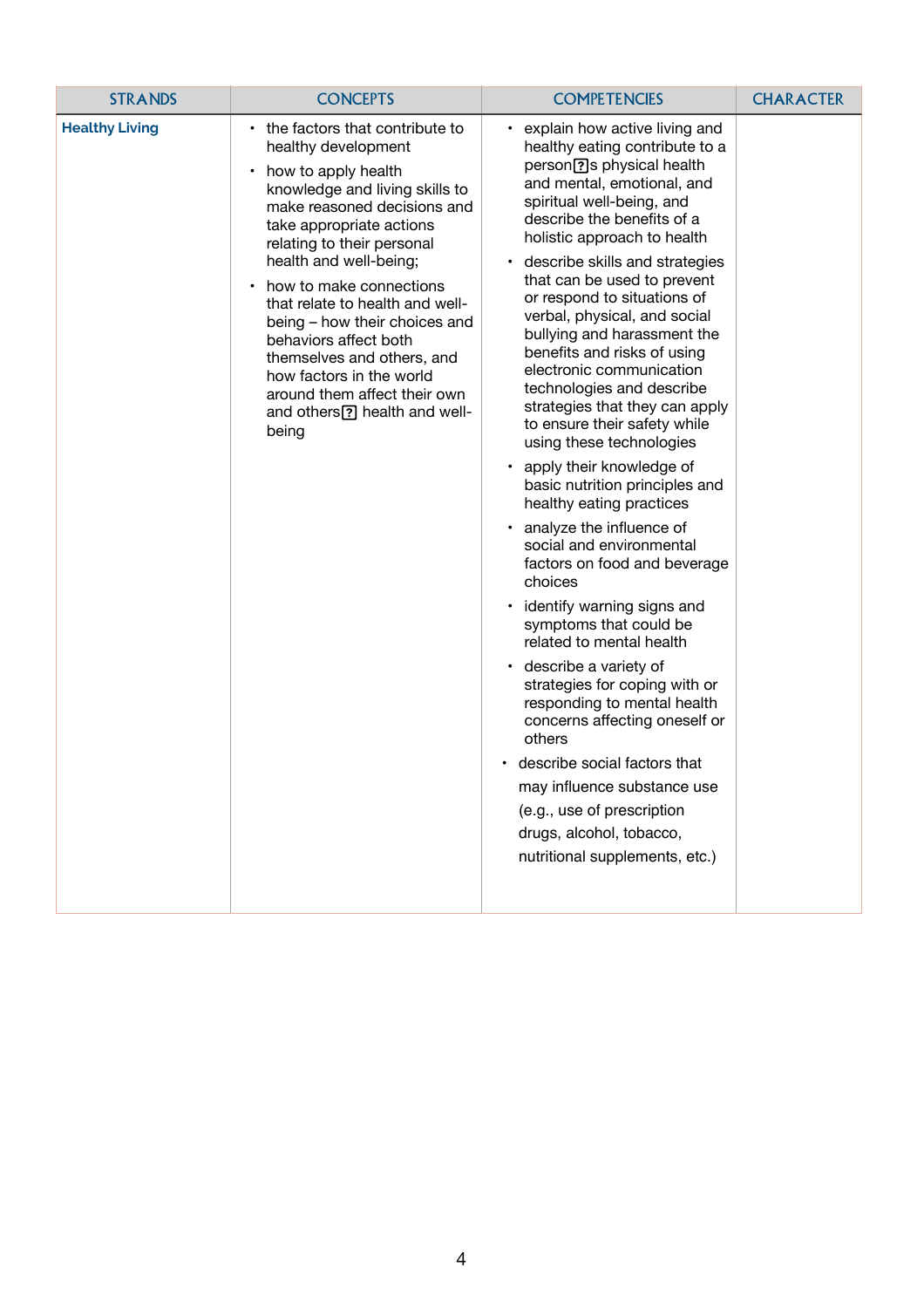| STRANDS | CONCEPTS | COMPETENCIES | CHARACTER |
|---|---|---|---|
| **Healthy Living** | • the factors that contribute to healthy development<br>• how to apply health knowledge and living skills to make reasoned decisions and take appropriate actions relating to their personal health and well-being;<br>• how to make connections that relate to health and well-being – how their choices and behaviors affect both themselves and others, and how factors in the world around them affect their own and others? health and well-being | • explain how active living and healthy eating contribute to a person?s physical health and mental, emotional, and spiritual well-being, and describe the benefits of a holistic approach to health<br>• describe skills and strategies that can be used to prevent or respond to situations of verbal, physical, and social bullying and harassment the benefits and risks of using electronic communication technologies and describe strategies that they can apply to ensure their safety while using these technologies<br>• apply their knowledge of basic nutrition principles and healthy eating practices<br>• analyze the influence of social and environmental factors on food and beverage choices<br>• identify warning signs and symptoms that could be related to mental health<br>• describe a variety of strategies for coping with or responding to mental health concerns affecting oneself or others<br>• describe social factors that may influence substance use (e.g., use of prescription drugs, alcohol, tobacco, nutritional supplements, etc.) | |